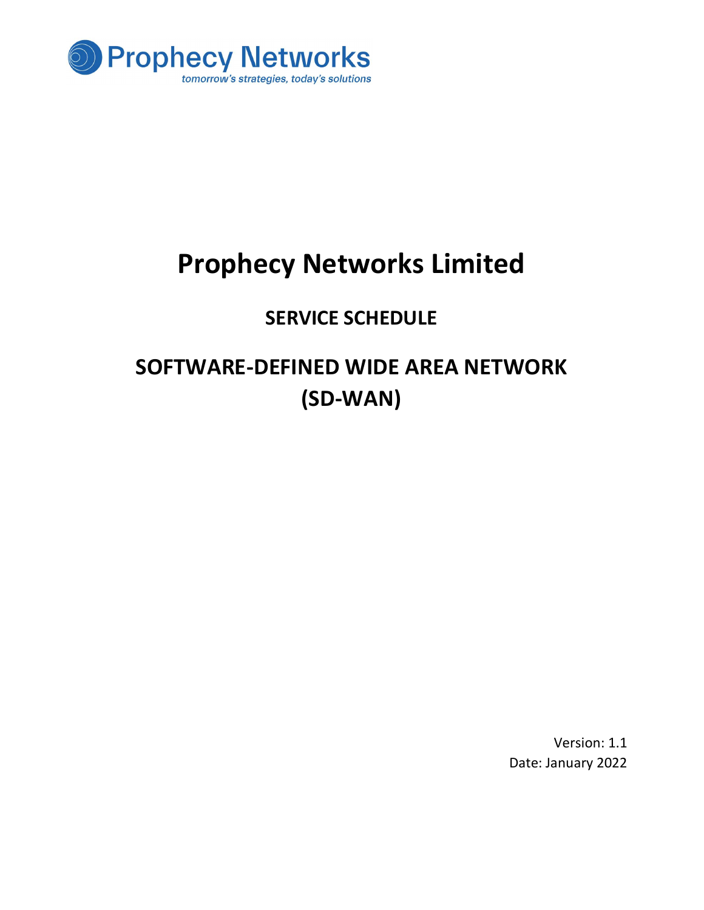Prophecy Networks

*tomorrow's strategies, today's solutions*

# Prophecy Networks Limited

## SERVICE SCHEDULE

## SOFTWARE-DEFINED WIDE AREA NETWORK (SD-WAN)

Version: 1.1

Date: January 2022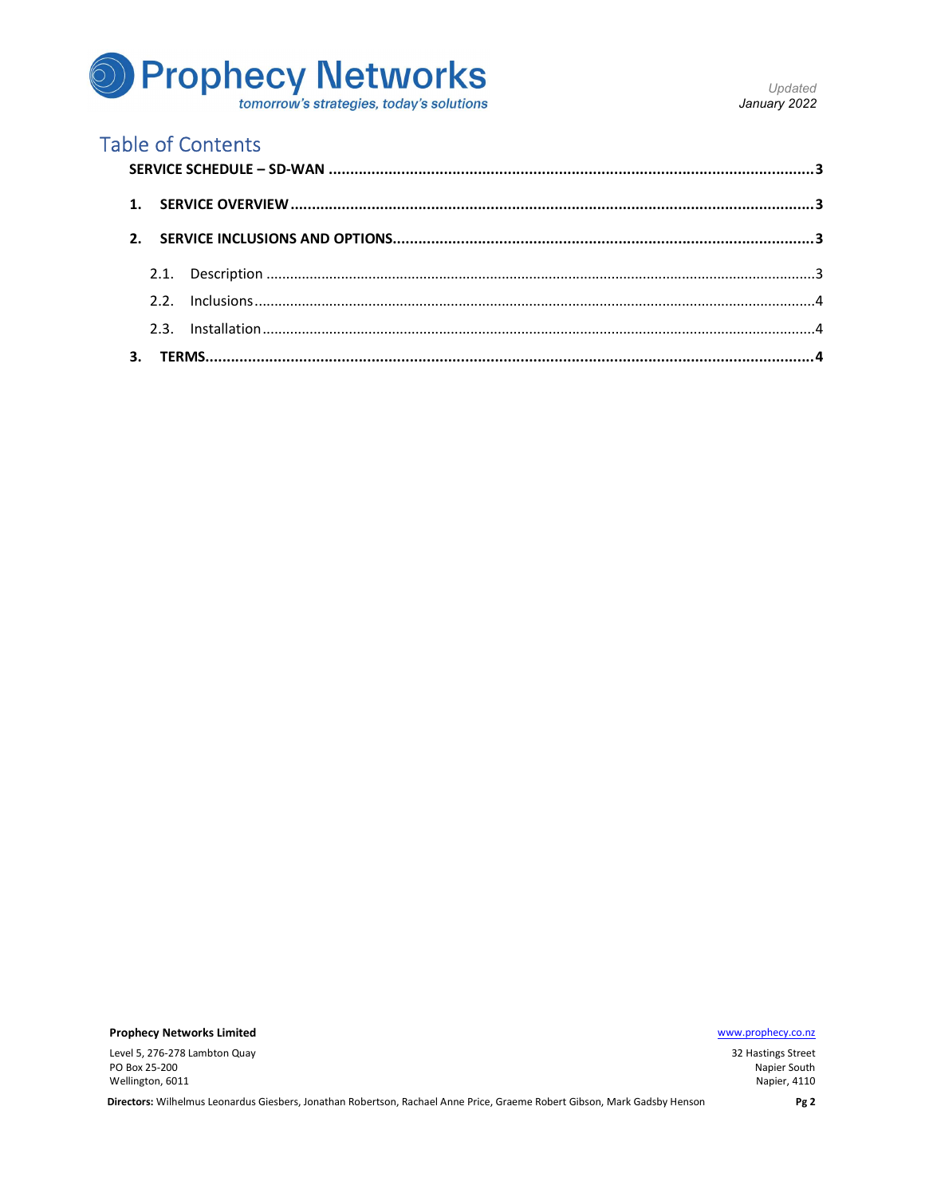# Table of Contents

**SERVICE SCHEDULE – SD-WAN** .......... **3**

**1. SERVICE OVERVIEW** .......... **3**

**2. SERVICE INCLUSIONS AND OPTIONS** .......... **3**

2.1. Description .......... 3

2.2. Inclusions .......... 4

2.3. Installation .......... 4

**3. TERMS** .......... **4**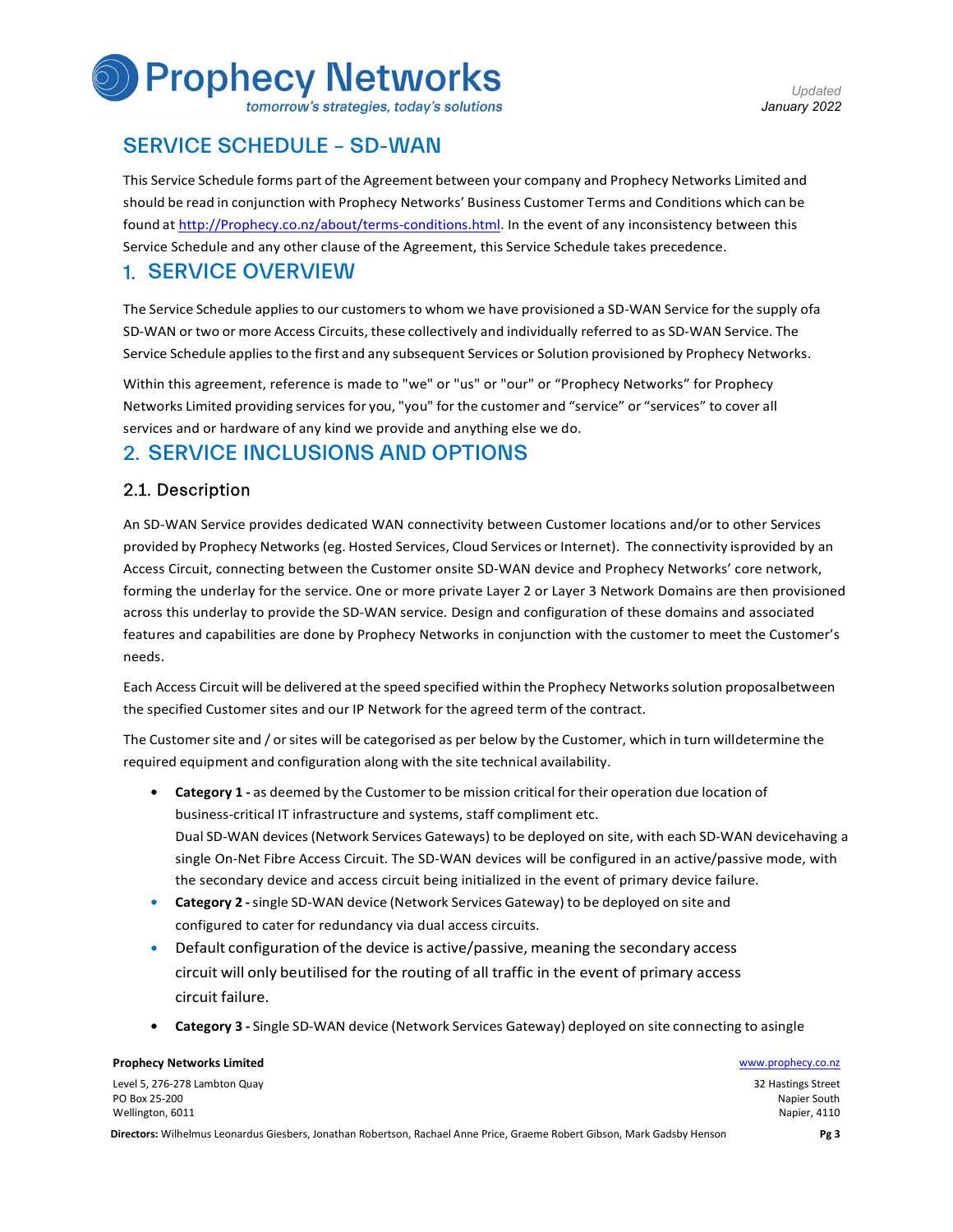# SERVICE SCHEDULE - SD-WAN

This Service Schedule forms part of the Agreement between your company and Prophecy Networks Limited and should be read in conjunction with Prophecy Networks' Business Customer Terms and Conditions which can be found at [http://Prophecy.co.nz/about/terms-conditions.html](http://Prophecy.co.nz/about/terms-conditions.html). In the event of any inconsistency between this Service Schedule and any other clause of the Agreement, this Service Schedule takes precedence.

# 1. SERVICE OVERVIEW

The Service Schedule applies to our customers to whom we have provisioned a SD-WAN Service for the supply ofa SD-WAN or two or more Access Circuits, these collectively and individually referred to as SD-WAN Service. The Service Schedule applies to the first and any subsequent Services or Solution provisioned by Prophecy Networks.

Within this agreement, reference is made to "we" or "us" or "our" or "Prophecy Networks" for Prophecy Networks Limited providing services for you, "you" for the customer and "service" or "services" to cover all services and or hardware of any kind we provide and anything else we do.

# 2. SERVICE INCLUSIONS AND OPTIONS

## 2.1. Description

An SD-WAN Service provides dedicated WAN connectivity between Customer locations and/or to other Services provided by Prophecy Networks (eg. Hosted Services, Cloud Services or Internet). The connectivity isprovided by an Access Circuit, connecting between the Customer onsite SD-WAN device and Prophecy Networks' core network, forming the underlay for the service. One or more private Layer 2 or Layer 3 Network Domains are then provisioned across this underlay to provide the SD-WAN service. Design and configuration of these domains and associated features and capabilities are done by Prophecy Networks in conjunction with the customer to meet the Customer's needs.

Each Access Circuit will be delivered at the speed specified within the Prophecy Networks solution proposalbetween the specified Customer sites and our IP Network for the agreed term of the contract.

The Customer site and / or sites will be categorised as per below by the Customer, which in turn willdetermine the required equipment and configuration along with the site technical availability.

- **Category 1 -** as deemed by the Customer to be mission critical for their operation due location of business-critical IT infrastructure and systems, staff compliment etc.
  Dual SD-WAN devices (Network Services Gateways) to be deployed on site, with each SD-WAN devicehaving a single On-Net Fibre Access Circuit. The SD-WAN devices will be configured in an active/passive mode, with the secondary device and access circuit being initialized in the event of primary device failure.
- **Category 2 -** single SD-WAN device (Network Services Gateway) to be deployed on site and configured to cater for redundancy via dual access circuits.
- Default configuration of the device is active/passive, meaning the secondary access circuit will only beutilised for the routing of all traffic in the event of primary access circuit failure.
- **Category 3 -** Single SD-WAN device (Network Services Gateway) deployed on site connecting to asingle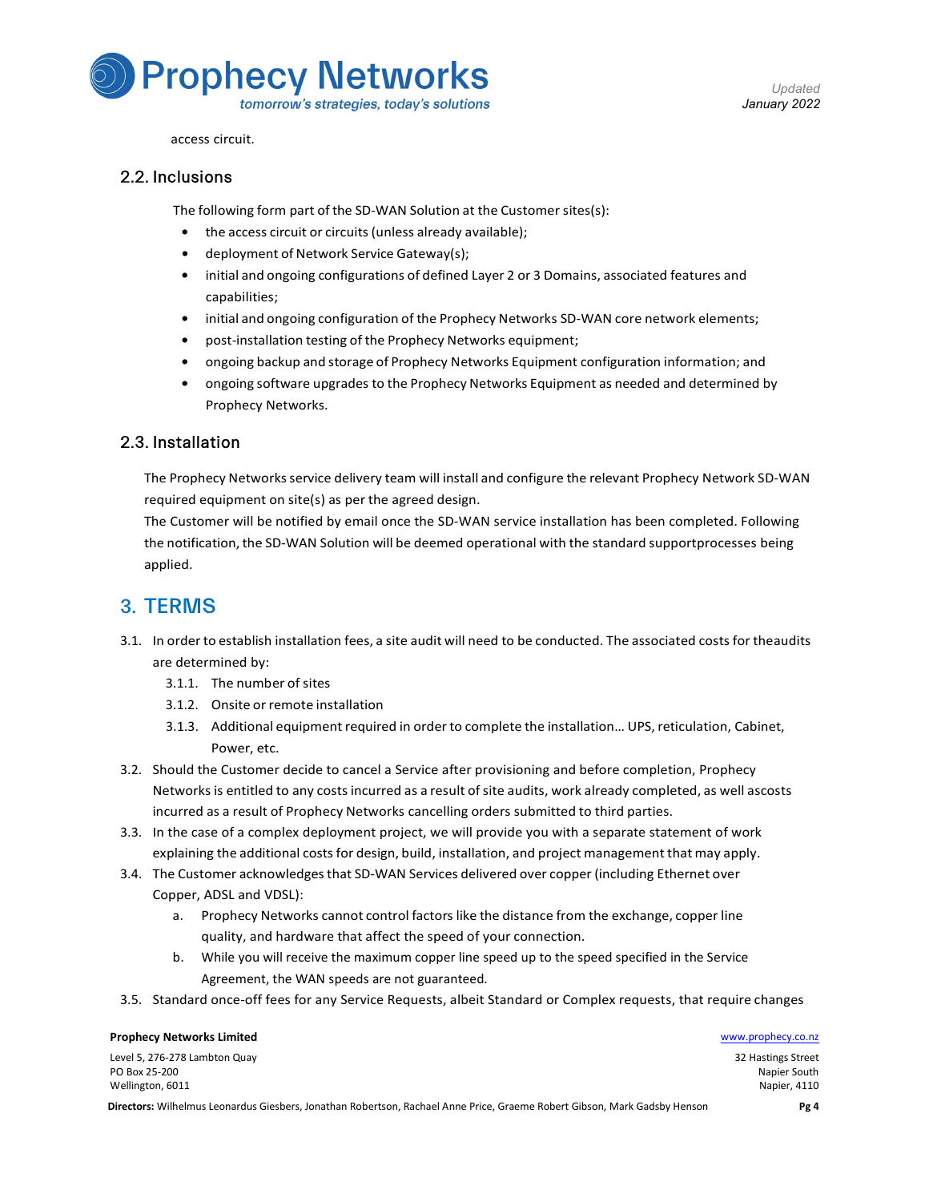access circuit.

## 2.2. Inclusions

The following form part of the SD-WAN Solution at the Customer sites(s):

- the access circuit or circuits (unless already available);
- deployment of Network Service Gateway(s);
- initial and ongoing configurations of defined Layer 2 or 3 Domains, associated features and capabilities;
- initial and ongoing configuration of the Prophecy Networks SD-WAN core network elements;
- post-installation testing of the Prophecy Networks equipment;
- ongoing backup and storage of Prophecy Networks Equipment configuration information; and
- ongoing software upgrades to the Prophecy Networks Equipment as needed and determined by Prophecy Networks.

## 2.3. Installation

The Prophecy Networks service delivery team will install and configure the relevant Prophecy Network SD-WAN required equipment on site(s) as per the agreed design.
The Customer will be notified by email once the SD-WAN service installation has been completed. Following the notification, the SD-WAN Solution will be deemed operational with the standard supportprocesses being applied.

# 3. TERMS

3.1. In order to establish installation fees, a site audit will need to be conducted. The associated costs for theaudits are determined by:

3.1.1. The number of sites

3.1.2. Onsite or remote installation

3.1.3. Additional equipment required in order to complete the installation… UPS, reticulation, Cabinet, Power, etc.

3.2. Should the Customer decide to cancel a Service after provisioning and before completion, Prophecy Networks is entitled to any costs incurred as a result of site audits, work already completed, as well ascosts incurred as a result of Prophecy Networks cancelling orders submitted to third parties.

3.3. In the case of a complex deployment project, we will provide you with a separate statement of work explaining the additional costs for design, build, installation, and project management that may apply.

3.4. The Customer acknowledges that SD-WAN Services delivered over copper (including Ethernet over Copper, ADSL and VDSL):

a. Prophecy Networks cannot control factors like the distance from the exchange, copper line quality, and hardware that affect the speed of your connection.

b. While you will receive the maximum copper line speed up to the speed specified in the Service Agreement, the WAN speeds are not guaranteed.

3.5. Standard once-off fees for any Service Requests, albeit Standard or Complex requests, that require changes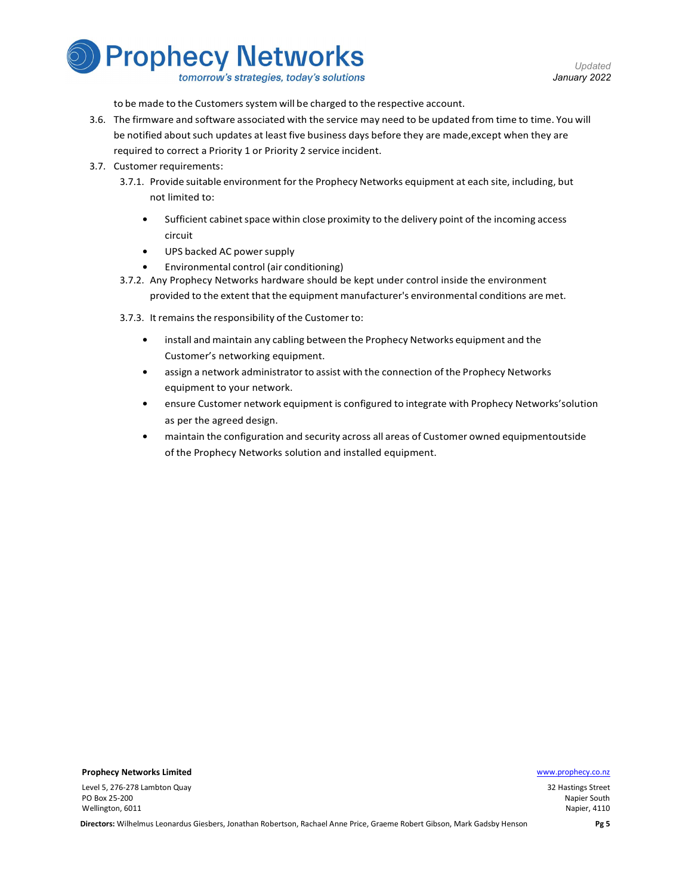to be made to the Customers system will be charged to the respective account.

3.6. The firmware and software associated with the service may need to be updated from time to time. You will be notified about such updates at least five business days before they are made,except when they are required to correct a Priority 1 or Priority 2 service incident.

3.7. Customer requirements:

3.7.1. Provide suitable environment for the Prophecy Networks equipment at each site, including, but not limited to:

- Sufficient cabinet space within close proximity to the delivery point of the incoming access circuit
- UPS backed AC power supply
- Environmental control (air conditioning)

3.7.2. Any Prophecy Networks hardware should be kept under control inside the environment provided to the extent that the equipment manufacturer's environmental conditions are met.

3.7.3. It remains the responsibility of the Customer to:

- install and maintain any cabling between the Prophecy Networks equipment and the Customer's networking equipment.
- assign a network administrator to assist with the connection of the Prophecy Networks equipment to your network.
- ensure Customer network equipment is configured to integrate with Prophecy Networks'solution as per the agreed design.
- maintain the configuration and security across all areas of Customer owned equipmentoutside of the Prophecy Networks solution and installed equipment.